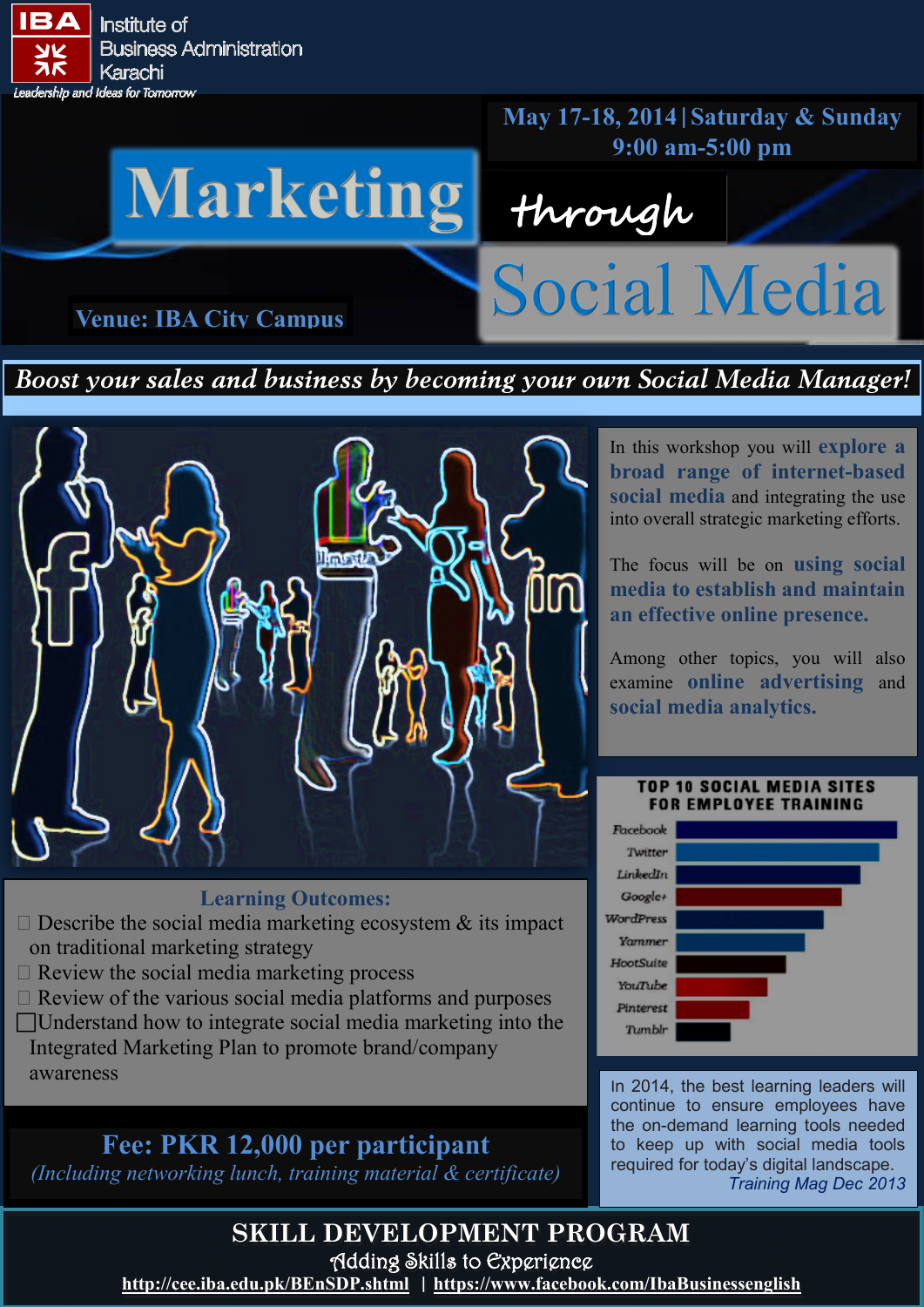**IBA** Institute of Business Administration Karachi

*Leadership and Ideas for Tomorrow*

**May 17-18, 2014 | Saturday & Sunday**
**9:00 am-5:00 pm**

# Marketing through Social Media

**Venue: IBA City Campus**

***Boost your sales and business by becoming your own Social Media Manager!***

In this workshop you will **explore a broad range of internet-based social media** and integrating the use into overall strategic marketing efforts.

The focus will be on **using social media to establish and maintain an effective online presence.**

Among other topics, you will also examine **online advertising** and **social media analytics.**

## Learning Outcomes:

- Describe the social media marketing ecosystem & its impact on traditional marketing strategy
- Review the social media marketing process
- Review of the various social media platforms and purposes
- Understand how to integrate social media marketing into the Integrated Marketing Plan to promote brand/company awareness

**TOP 10 SOCIAL MEDIA SITES FOR EMPLOYEE TRAINING**

1. Facebook
2. Twitter
3. LinkedIn
4. Google+
5. WordPress
6. Yammer
7. HootSuite
8. YouTube
9. Pinterest
10. Tumblr

In 2014, the best learning leaders will continue to ensure employees have the on-demand learning tools needed to keep up with social media tools required for today's digital landscape.
*Training Mag Dec 2013*

## Fee: PKR 12,000 per participant

*(Including networking lunch, training material & certificate)*

## SKILL DEVELOPMENT PROGRAM

Adding Skills to Experience

http://cee.iba.edu.pk/BEnSDP.shtml | https://www.facebook.com/IbaBusinessenglish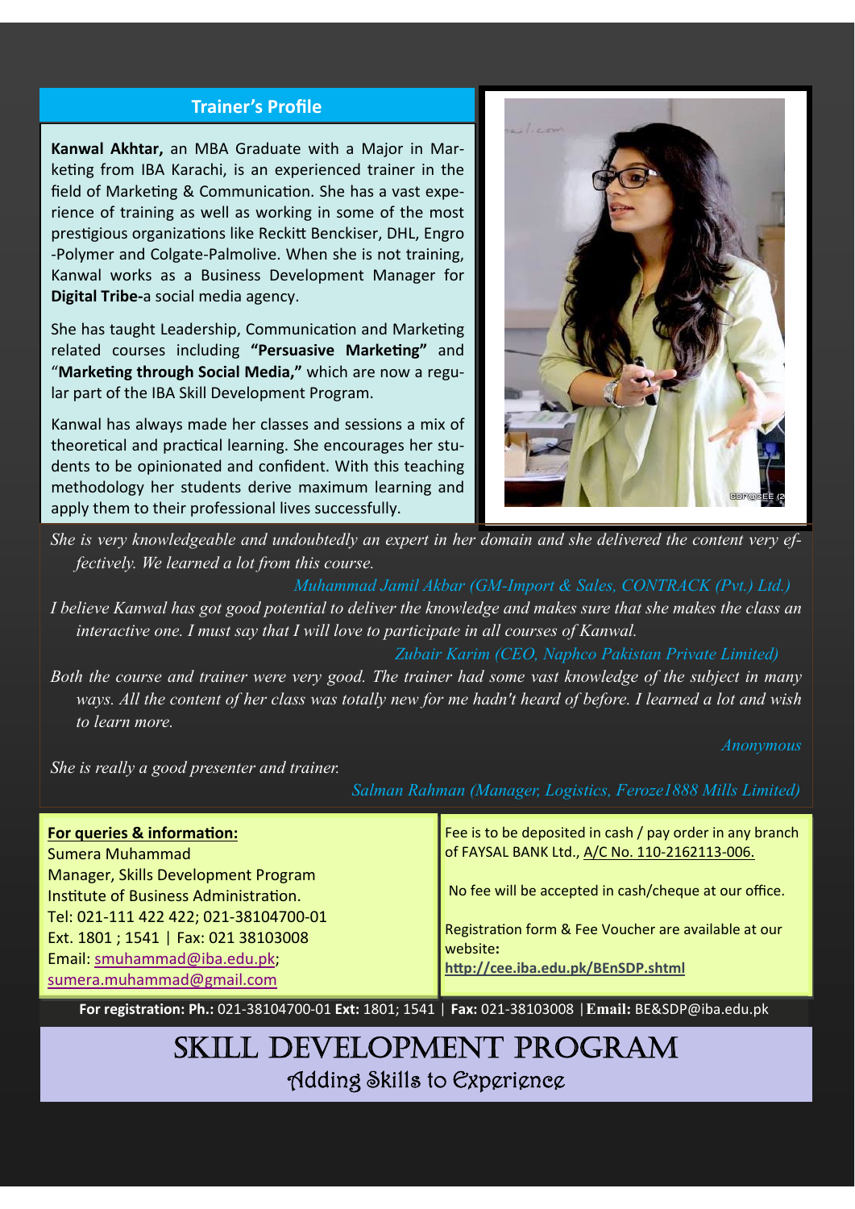## Trainer's Profile

**Kanwal Akhtar,** an MBA Graduate with a Major in Marketing from IBA Karachi, is an experienced trainer in the field of Marketing & Communication. She has a vast experience of training as well as working in some of the most prestigious organizations like Reckitt Benckiser, DHL, Engro-Polymer and Colgate-Palmolive. When she is not training, Kanwal works as a Business Development Manager for **Digital Tribe-**a social media agency.

She has taught Leadership, Communication and Marketing related courses including **"Persuasive Marketing"** and "**Marketing through Social Media,"** which are now a regular part of the IBA Skill Development Program.

Kanwal has always made her classes and sessions a mix of theoretical and practical learning. She encourages her students to be opinionated and confident. With this teaching methodology her students derive maximum learning and apply them to their professional lives successfully.

*She is very knowledgeable and undoubtedly an expert in her domain and she delivered the content very effectively. We learned a lot from this course.*

*Muhammad Jamil Akbar (GM-Import & Sales, CONTRACK (Pvt.) Ltd.)*

*I believe Kanwal has got good potential to deliver the knowledge and makes sure that she makes the class an interactive one. I must say that I will love to participate in all courses of Kanwal.*

*Zubair Karim (CEO, Naphco Pakistan Private Limited)*

*Both the course and trainer were very good. The trainer had some vast knowledge of the subject in many ways. All the content of her class was totally new for me hadn't heard of before. I learned a lot and wish to learn more.*

*Anonymous*

*She is really a good presenter and trainer.*

*Salman Rahman (Manager, Logistics, Feroze1888 Mills Limited)*

**For queries & information:**
Sumera Muhammad
Manager, Skills Development Program
Institute of Business Administration.
Tel: 021-111 422 422; 021-38104700-01
Ext. 1801 ; 1541 | Fax: 021 38103008
Email: smuhammad@iba.edu.pk; sumera.muhammad@gmail.com

Fee is to be deposited in cash / pay order in any branch of FAYSAL BANK Ltd., A/C No. 110-2162113-006.

No fee will be accepted in cash/cheque at our office.

Registration form & Fee Voucher are available at our website: **http://cee.iba.edu.pk/BEnSDP.shtml**

**For registration: Ph.:** 021-38104700-01 **Ext:** 1801; 1541 | **Fax:** 021-38103008 | **Email:** BE&SDP@iba.edu.pk

# SKILL DEVELOPMENT PROGRAM

Adding Skills to Experience